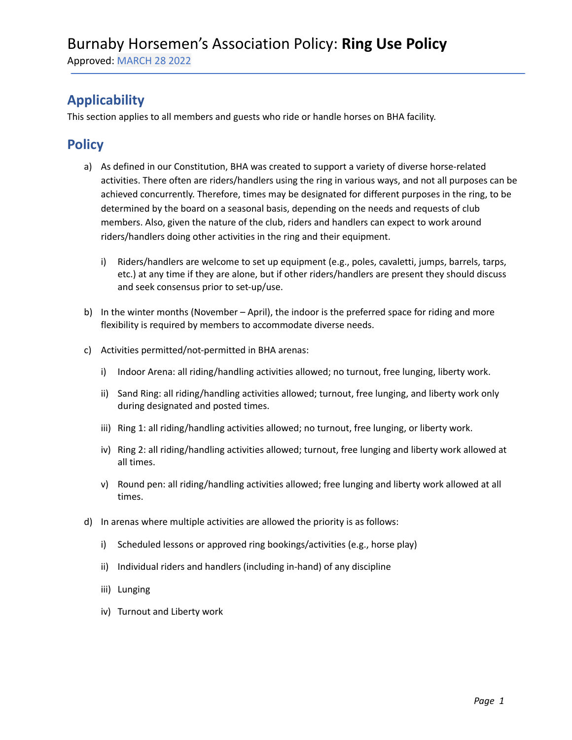# Burnaby Horsemen's Association Policy: **Ring Use Policy**

Approved: MARCH 28 2022

## Applicability

This section applies to all members and guests who ride or handle horses on BHA facility.

## Policy

a) As defined in our Constitution, BHA was created to support a variety of diverse horse-related activities. There often are riders/handlers using the ring in various ways, and not all purposes can be achieved concurrently. Therefore, times may be designated for different purposes in the ring, to be determined by the board on a seasonal basis, depending on the needs and requests of club members. Also, given the nature of the club, riders and handlers can expect to work around riders/handlers doing other activities in the ring and their equipment.

   i) Riders/handlers are welcome to set up equipment (e.g., poles, cavaletti, jumps, barrels, tarps, etc.) at any time if they are alone, but if other riders/handlers are present they should discuss and seek consensus prior to set-up/use.

b) In the winter months (November – April), the indoor is the preferred space for riding and more flexibility is required by members to accommodate diverse needs.

c) Activities permitted/not-permitted in BHA arenas:

   i) Indoor Arena: all riding/handling activities allowed; no turnout, free lunging, liberty work.

   ii) Sand Ring: all riding/handling activities allowed; turnout, free lunging, and liberty work only during designated and posted times.

   iii) Ring 1: all riding/handling activities allowed; no turnout, free lunging, or liberty work.

   iv) Ring 2: all riding/handling activities allowed; turnout, free lunging and liberty work allowed at all times.

   v) Round pen: all riding/handling activities allowed; free lunging and liberty work allowed at all times.

d) In arenas where multiple activities are allowed the priority is as follows:

   i) Scheduled lessons or approved ring bookings/activities (e.g., horse play)

   ii) Individual riders and handlers (including in-hand) of any discipline

   iii) Lunging

   iv) Turnout and Liberty work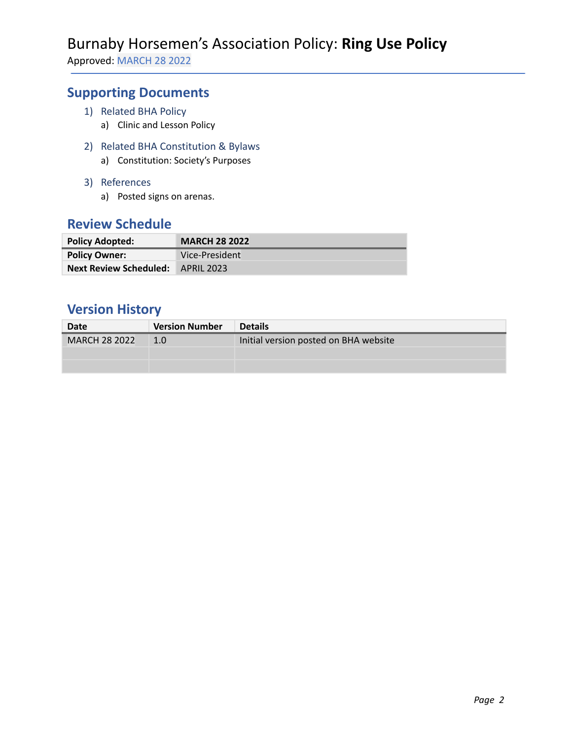# Burnaby Horsemen's Association Policy: **Ring Use Policy**

Approved: MARCH 28 2022

## Supporting Documents

1) Related BHA Policy
   a) Clinic and Lesson Policy

2) Related BHA Constitution & Bylaws
   a) Constitution: Society's Purposes

3) References
   a) Posted signs on arenas.

## Review Schedule

| | |
|---|---|
| **Policy Adopted:** | **MARCH 28 2022** |
| **Policy Owner:** | Vice-President |
| **Next Review Scheduled:** | APRIL 2023 |

## Version History

| Date | Version Number | Details |
|---|---|---|
| MARCH 28 2022 | 1.0 | Initial version posted on BHA website |
| | | |
| | | |